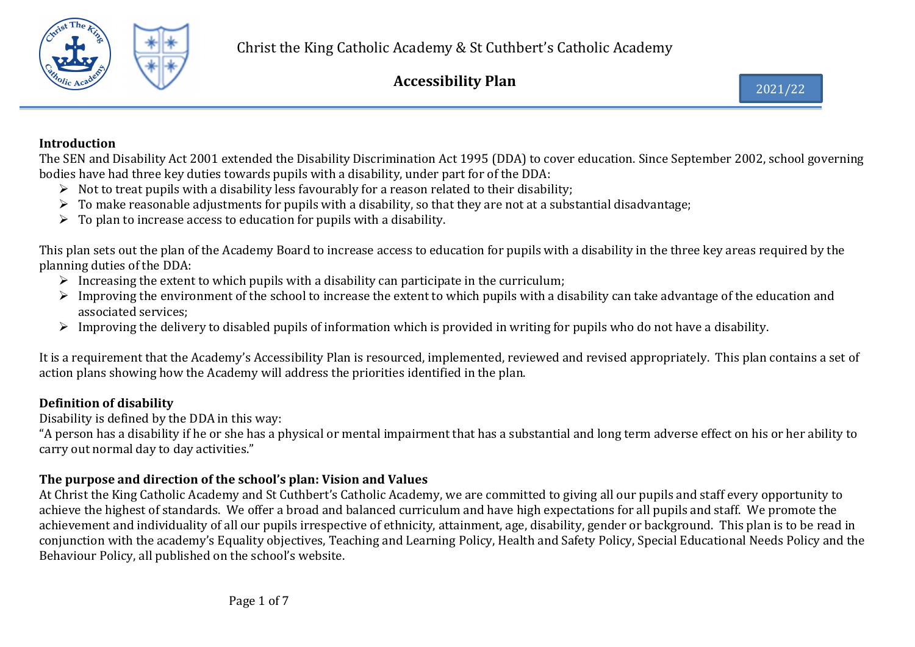# Christ the King Catholic Academy & St Cuthbert's Catholic Academy

## Accessibility Plan

2021/22

### Introduction

The SEN and Disability Act 2001 extended the Disability Discrimination Act 1995 (DDA) to cover education. Since September 2002, school governing bodies have had three key duties towards pupils with a disability, under part for of the DDA:

- Not to treat pupils with a disability less favourably for a reason related to their disability;
- To make reasonable adjustments for pupils with a disability, so that they are not at a substantial disadvantage;
- To plan to increase access to education for pupils with a disability.

This plan sets out the plan of the Academy Board to increase access to education for pupils with a disability in the three key areas required by the planning duties of the DDA:

- Increasing the extent to which pupils with a disability can participate in the curriculum;
- Improving the environment of the school to increase the extent to which pupils with a disability can take advantage of the education and associated services;
- Improving the delivery to disabled pupils of information which is provided in writing for pupils who do not have a disability.

It is a requirement that the Academy's Accessibility Plan is resourced, implemented, reviewed and revised appropriately. This plan contains a set of action plans showing how the Academy will address the priorities identified in the plan.

### Definition of disability

Disability is defined by the DDA in this way:

"A person has a disability if he or she has a physical or mental impairment that has a substantial and long term adverse effect on his or her ability to carry out normal day to day activities."

### The purpose and direction of the school's plan: Vision and Values

At Christ the King Catholic Academy and St Cuthbert's Catholic Academy, we are committed to giving all our pupils and staff every opportunity to achieve the highest of standards. We offer a broad and balanced curriculum and have high expectations for all pupils and staff. We promote the achievement and individuality of all our pupils irrespective of ethnicity, attainment, age, disability, gender or background. This plan is to be read in conjunction with the academy's Equality objectives, Teaching and Learning Policy, Health and Safety Policy, Special Educational Needs Policy and the Behaviour Policy, all published on the school's website.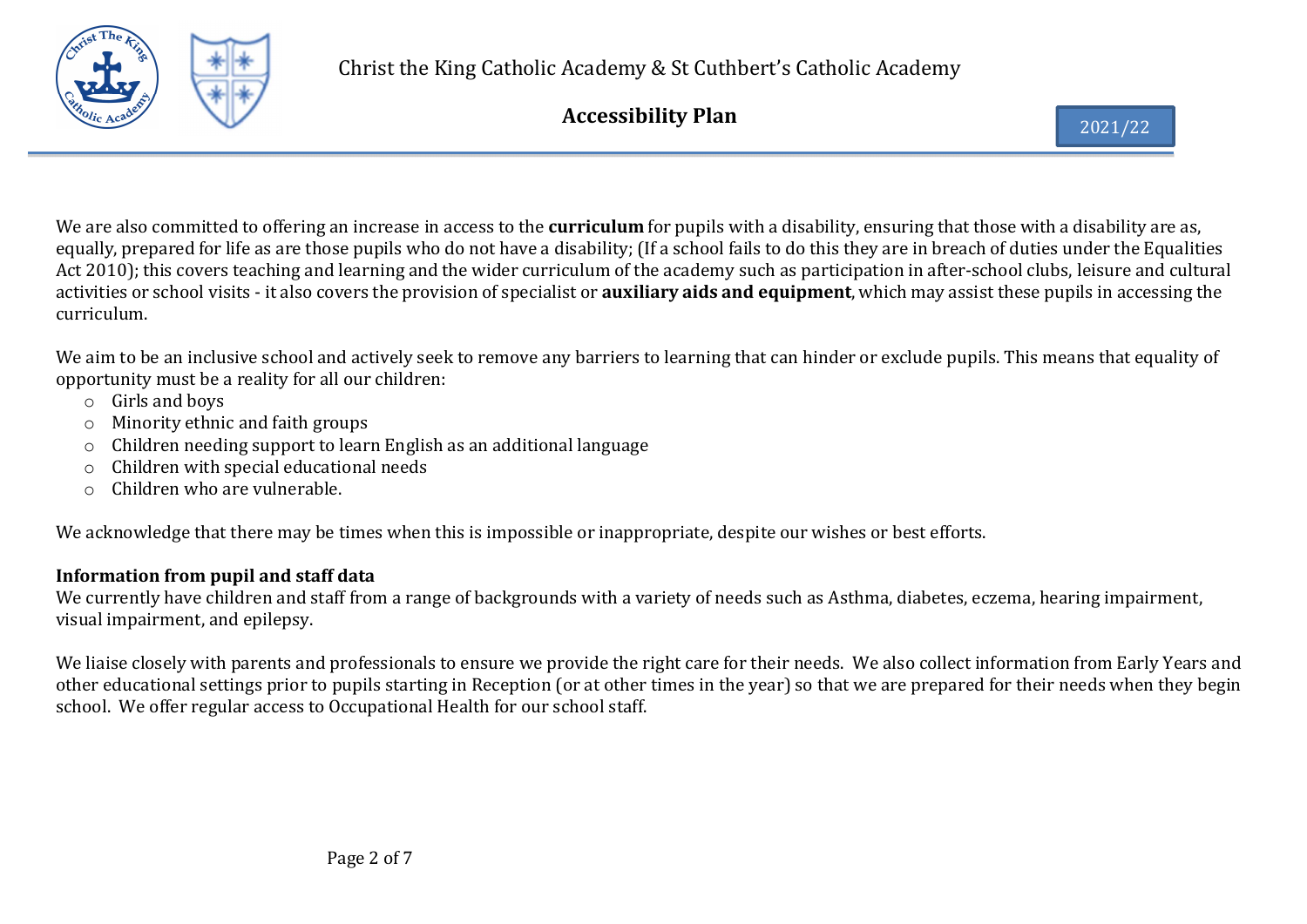We are also committed to offering an increase in access to the **curriculum** for pupils with a disability, ensuring that those with a disability are as, equally, prepared for life as are those pupils who do not have a disability; (If a school fails to do this they are in breach of duties under the Equalities Act 2010); this covers teaching and learning and the wider curriculum of the academy such as participation in after-school clubs, leisure and cultural activities or school visits - it also covers the provision of specialist or **auxiliary aids and equipment**, which may assist these pupils in accessing the curriculum.

We aim to be an inclusive school and actively seek to remove any barriers to learning that can hinder or exclude pupils. This means that equality of opportunity must be a reality for all our children:

- Girls and boys
- Minority ethnic and faith groups
- Children needing support to learn English as an additional language
- Children with special educational needs
- Children who are vulnerable.

We acknowledge that there may be times when this is impossible or inappropriate, despite our wishes or best efforts.

**Information from pupil and staff data**

We currently have children and staff from a range of backgrounds with a variety of needs such as Asthma, diabetes, eczema, hearing impairment, visual impairment, and epilepsy.

We liaise closely with parents and professionals to ensure we provide the right care for their needs. We also collect information from Early Years and other educational settings prior to pupils starting in Reception (or at other times in the year) so that we are prepared for their needs when they begin school. We offer regular access to Occupational Health for our school staff.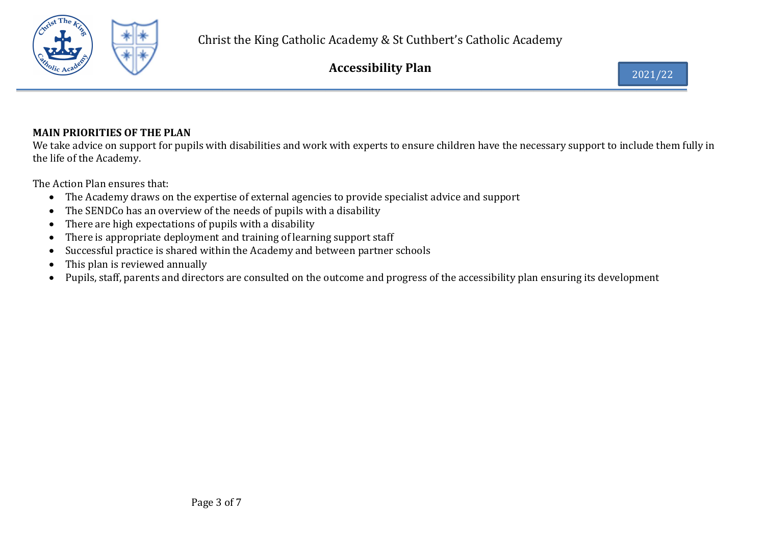## MAIN PRIORITIES OF THE PLAN

We take advice on support for pupils with disabilities and work with experts to ensure children have the necessary support to include them fully in the life of the Academy.

The Action Plan ensures that:

- The Academy draws on the expertise of external agencies to provide specialist advice and support
- The SENDCo has an overview of the needs of pupils with a disability
- There are high expectations of pupils with a disability
- There is appropriate deployment and training of learning support staff
- Successful practice is shared within the Academy and between partner schools
- This plan is reviewed annually
- Pupils, staff, parents and directors are consulted on the outcome and progress of the accessibility plan ensuring its development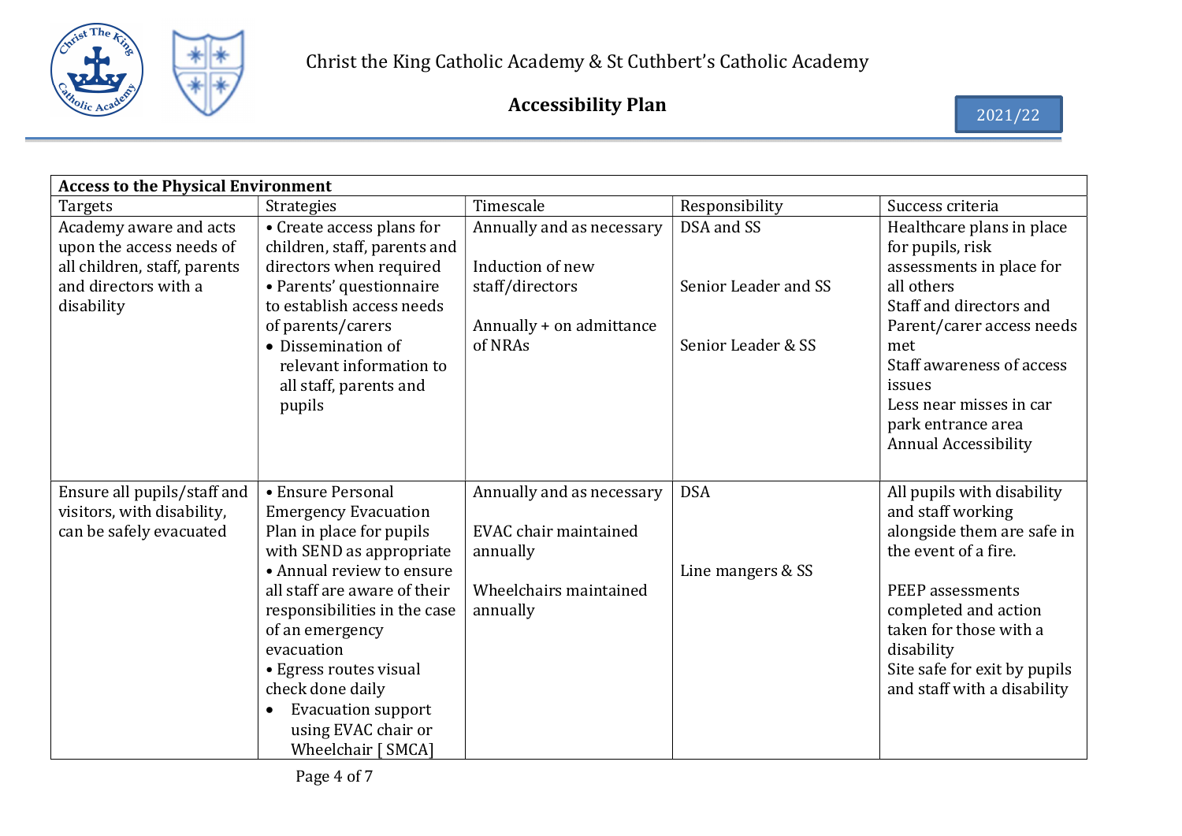Christ the King Catholic Academy & St Cuthbert's Catholic Academy

# Accessibility Plan

2021/22

| **Access to the Physical Environment** | | | | |
|---|---|---|---|---|
| Targets | Strategies | Timescale | Responsibility | Success criteria |
| Academy aware and acts upon the access needs of all children, staff, parents and directors with a disability | • Create access plans for children, staff, parents and directors when required<br>• Parents' questionnaire to establish access needs of parents/carers<br>• Dissemination of relevant information to all staff, parents and pupils | Annually and as necessary<br><br>Induction of new staff/directors<br><br>Annually + on admittance of NRAs | DSA and SS<br><br>Senior Leader and SS<br><br>Senior Leader & SS | Healthcare plans in place for pupils, risk assessments in place for all others<br>Staff and directors and Parent/carer access needs met<br>Staff awareness of access issues<br>Less near misses in car park entrance area<br>Annual Accessibility |
| Ensure all pupils/staff and visitors, with disability, can be safely evacuated | • Ensure Personal Emergency Evacuation Plan in place for pupils with SEND as appropriate<br>• Annual review to ensure all staff are aware of their responsibilities in the case of an emergency evacuation<br>• Egress routes visual check done daily<br>• Evacuation support using EVAC chair or Wheelchair [ SMCA] | Annually and as necessary<br><br>EVAC chair maintained annually<br><br>Wheelchairs maintained annually | DSA<br><br>Line mangers & SS | All pupils with disability and staff working alongside them are safe in the event of a fire.<br><br>PEEP assessments completed and action taken for those with a disability<br>Site safe for exit by pupils and staff with a disability |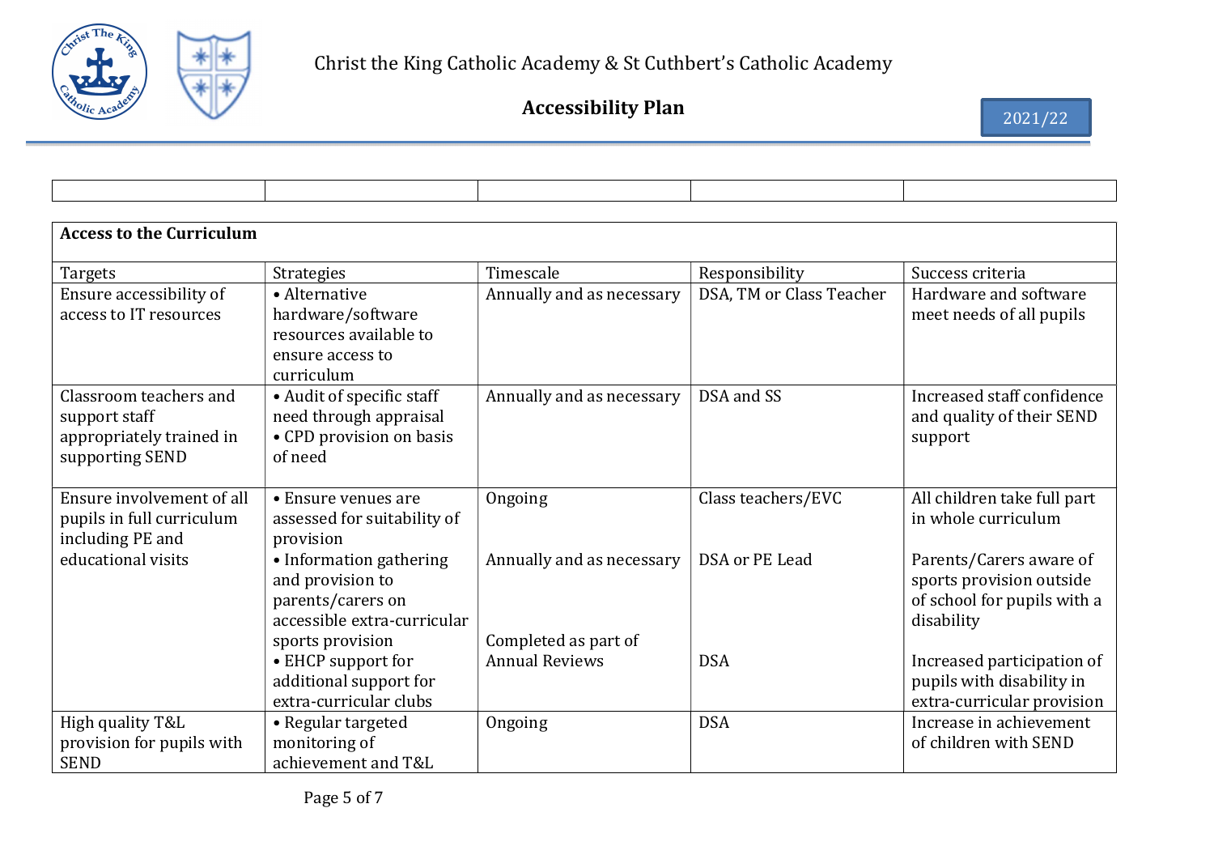| | | | | |
|---|---|---|---|---|

| **Access to the Curriculum** | | | | |
|---|---|---|---|---|
| Targets | Strategies | Timescale | Responsibility | Success criteria |
| Ensure accessibility of access to IT resources | • Alternative hardware/software resources available to ensure access to curriculum | Annually and as necessary | DSA, TM or Class Teacher | Hardware and software meet needs of all pupils |
| Classroom teachers and support staff appropriately trained in supporting SEND | • Audit of specific staff need through appraisal<br>• CPD provision on basis of need | Annually and as necessary | DSA and SS | Increased staff confidence and quality of their SEND support |
| Ensure involvement of all pupils in full curriculum including PE and educational visits | • Ensure venues are assessed for suitability of provision | Ongoing | Class teachers/EVC | All children take full part in whole curriculum |
| | • Information gathering and provision to parents/carers on accessible extra-curricular sports provision | Annually and as necessary | DSA or PE Lead | Parents/Carers aware of sports provision outside of school for pupils with a disability |
| | • EHCP support for additional support for extra-curricular clubs | Completed as part of Annual Reviews | DSA | Increased participation of pupils with disability in extra-curricular provision |
| High quality T&L provision for pupils with SEND | • Regular targeted monitoring of achievement and T&L | Ongoing | DSA | Increase in achievement of children with SEND |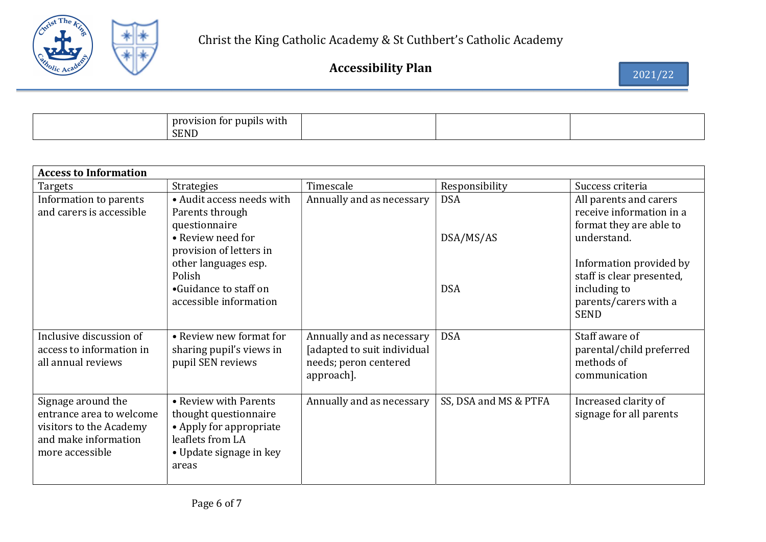| | provision for pupils with SEND | | | |
|---|---|---|---|---|

| **Access to Information** | | | | |
|---|---|---|---|---|
| Targets | Strategies | Timescale | Responsibility | Success criteria |
| Information to parents and carers is accessible | • Audit access needs with Parents through questionnaire<br>• Review need for provision of letters in other languages esp. Polish<br>•Guidance to staff on accessible information | Annually and as necessary | DSA<br><br>DSA/MS/AS<br><br>DSA | All parents and carers receive information in a format they are able to understand.<br><br>Information provided by staff is clear presented, including to parents/carers with a SEND |
| Inclusive discussion of access to information in all annual reviews | • Review new format for sharing pupil's views in pupil SEN reviews | Annually and as necessary [adapted to suit individual needs; peron centered approach]. | DSA | Staff aware of parental/child preferred methods of communication |
| Signage around the entrance area to welcome visitors to the Academy and make information more accessible | • Review with Parents thought questionnaire<br>• Apply for appropriate leaflets from LA<br>• Update signage in key areas | Annually and as necessary | SS, DSA and MS & PTFA | Increased clarity of signage for all parents |